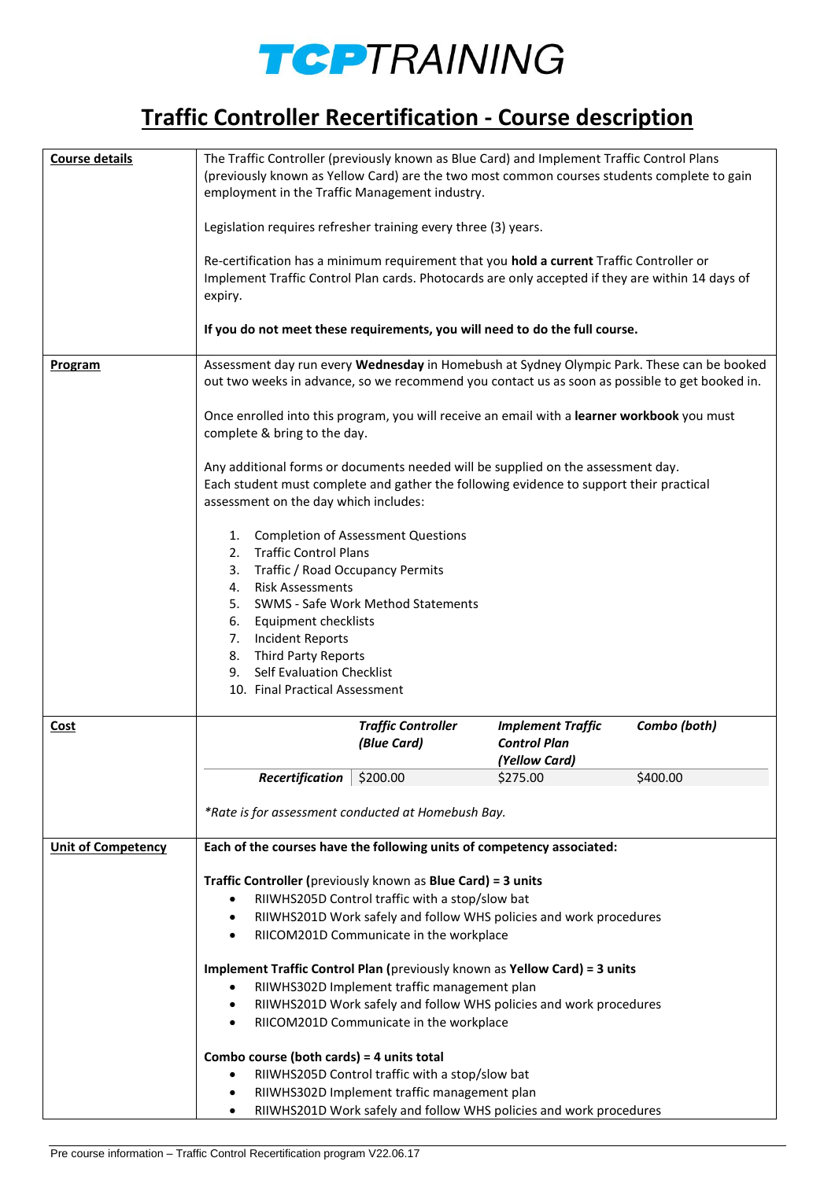# TCPTRAINING

## Traffic Controller Recertification - Course description

### Course details

The Traffic Controller (previously known as Blue Card) and Implement Traffic Control Plans (previously known as Yellow Card) are the two most common courses students complete to gain employment in the Traffic Management industry.

Legislation requires refresher training every three (3) years.

Re-certification has a minimum requirement that you **hold a current** Traffic Controller or Implement Traffic Control Plan cards. Photocards are only accepted if they are within 14 days of expiry.

**If you do not meet these requirements, you will need to do the full course.**

### Program

Assessment day run every **Wednesday** in Homebush at Sydney Olympic Park. These can be booked out two weeks in advance, so we recommend you contact us as soon as possible to get booked in.

Once enrolled into this program, you will receive an email with a **learner workbook** you must complete & bring to the day.

Any additional forms or documents needed will be supplied on the assessment day.
Each student must complete and gather the following evidence to support their practical assessment on the day which includes:

1. Completion of Assessment Questions
2. Traffic Control Plans
3. Traffic / Road Occupancy Permits
4. Risk Assessments
5. SWMS - Safe Work Method Statements
6. Equipment checklists
7. Incident Reports
8. Third Party Reports
9. Self Evaluation Checklist
10. Final Practical Assessment

### Cost

| | *Traffic Controller (Blue Card)* | *Implement Traffic Control Plan (Yellow Card)* | *Combo (both)* |
|---|---|---|---|
| ***Recertification*** | $200.00 | $275.00 | $400.00 |

*\*Rate is for assessment conducted at Homebush Bay.*

### Unit of Competency

**Each of the courses have the following units of competency associated:**

**Traffic Controller (**previously known as **Blue Card) = 3 units**

- RIIWHS205D Control traffic with a stop/slow bat
- RIIWHS201D Work safely and follow WHS policies and work procedures
- RIICOM201D Communicate in the workplace

**Implement Traffic Control Plan (**previously known as **Yellow Card) = 3 units**

- RIIWHS302D Implement traffic management plan
- RIIWHS201D Work safely and follow WHS policies and work procedures
- RIICOM201D Communicate in the workplace

**Combo course (both cards) = 4 units total**

- RIIWHS205D Control traffic with a stop/slow bat
- RIIWHS302D Implement traffic management plan
- RIIWHS201D Work safely and follow WHS policies and work procedures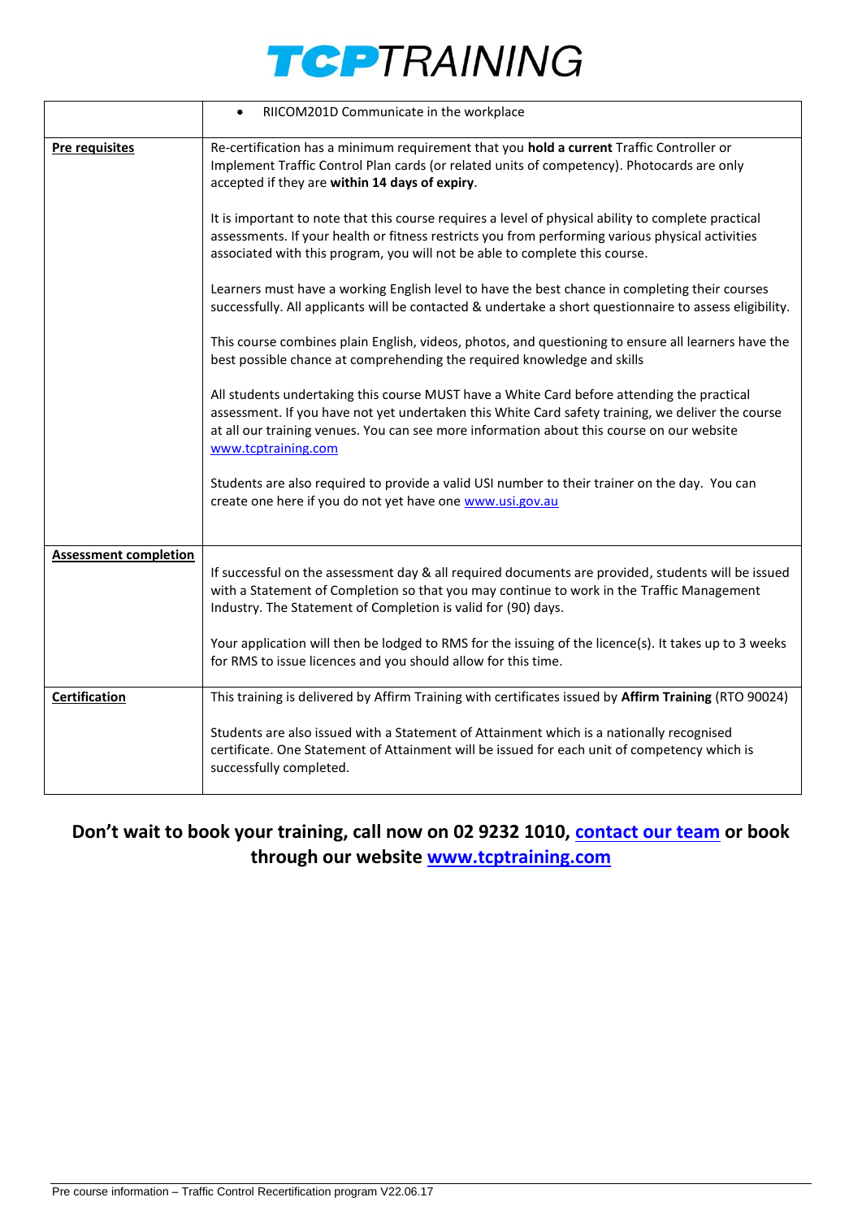# **TCP**TRAINING

| | |
|---|---|
| | • RIICOM201D Communicate in the workplace |
| **Pre requisites** | Re-certification has a minimum requirement that you **hold a current** Traffic Controller or Implement Traffic Control Plan cards (or related units of competency). Photocards are only accepted if they are **within 14 days of expiry**.<br><br>It is important to note that this course requires a level of physical ability to complete practical assessments. If your health or fitness restricts you from performing various physical activities associated with this program, you will not be able to complete this course.<br><br>Learners must have a working English level to have the best chance in completing their courses successfully. All applicants will be contacted & undertake a short questionnaire to assess eligibility.<br><br>This course combines plain English, videos, photos, and questioning to ensure all learners have the best possible chance at comprehending the required knowledge and skills<br><br>All students undertaking this course MUST have a White Card before attending the practical assessment. If you have not yet undertaken this White Card safety training, we deliver the course at all our training venues. You can see more information about this course on our website www.tcptraining.com<br><br>Students are also required to provide a valid USI number to their trainer on the day. You can create one here if you do not yet have one www.usi.gov.au |
| **Assessment completion** | If successful on the assessment day & all required documents are provided, students will be issued with a Statement of Completion so that you may continue to work in the Traffic Management Industry. The Statement of Completion is valid for (90) days.<br><br>Your application will then be lodged to RMS for the issuing of the licence(s). It takes up to 3 weeks for RMS to issue licences and you should allow for this time. |
| **Certification** | This training is delivered by Affirm Training with certificates issued by **Affirm Training** (RTO 90024)<br><br>Students are also issued with a Statement of Attainment which is a nationally recognised certificate. One Statement of Attainment will be issued for each unit of competency which is successfully completed. |

**Don't wait to book your training, call now on 02 9232 1010, contact our team or book through our website www.tcptraining.com**